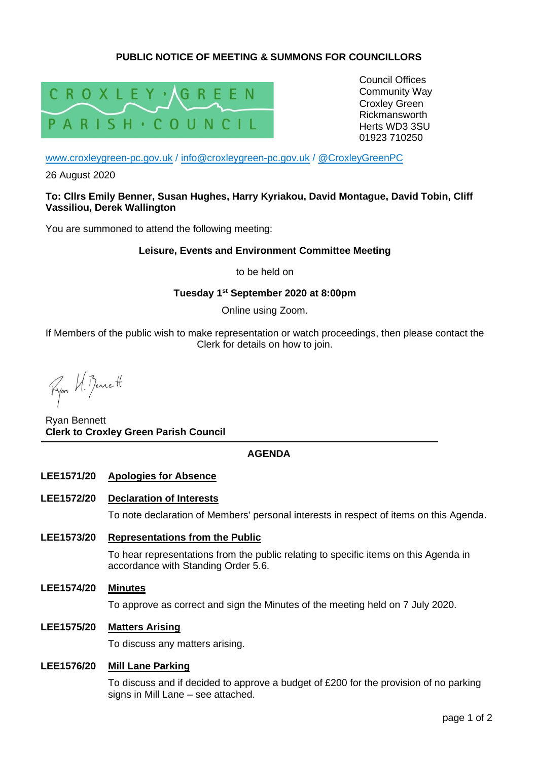**PUBLIC NOTICE OF MEETING & SUMMONS FOR COUNCILLORS**

CROXLEY GREEN PARISH COUNCIL

Council Offices
Community Way
Croxley Green
Rickmansworth
Herts WD3 3SU
01923 710250

www.croxleygreen-pc.gov.uk / info@croxleygreen-pc.gov.uk / @CroxleyGreenPC

26 August 2020

**To: Cllrs Emily Benner, Susan Hughes, Harry Kyriakou, David Montague, David Tobin, Cliff Vassiliou, Derek Wallington**

You are summoned to attend the following meeting:

**Leisure, Events and Environment Committee Meeting**

to be held on

**Tuesday 1st September 2020 at 8:00pm**

Online using Zoom.

If Members of the public wish to make representation or watch proceedings, then please contact the Clerk for details on how to join.

Ryan Bennett
**Clerk to Croxley Green Parish Council**

---

**AGENDA**

**LEE1571/20 Apologies for Absence**

**LEE1572/20 Declaration of Interests**

To note declaration of Members' personal interests in respect of items on this Agenda.

**LEE1573/20 Representations from the Public**

To hear representations from the public relating to specific items on this Agenda in accordance with Standing Order 5.6.

**LEE1574/20 Minutes**

To approve as correct and sign the Minutes of the meeting held on 7 July 2020.

**LEE1575/20 Matters Arising**

To discuss any matters arising.

**LEE1576/20 Mill Lane Parking**

To discuss and if decided to approve a budget of £200 for the provision of no parking signs in Mill Lane – see attached.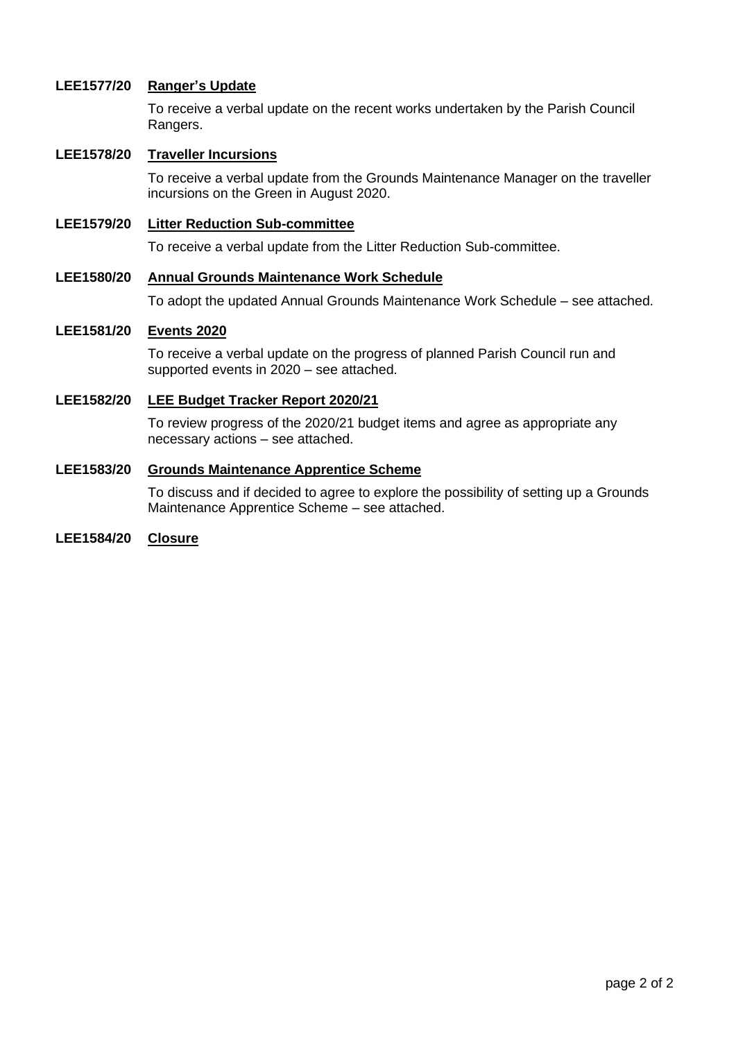**LEE1577/20 <u>Ranger's Update</u>**

To receive a verbal update on the recent works undertaken by the Parish Council Rangers.

**LEE1578/20 <u>Traveller Incursions</u>**

To receive a verbal update from the Grounds Maintenance Manager on the traveller incursions on the Green in August 2020.

**LEE1579/20 <u>Litter Reduction Sub-committee</u>**

To receive a verbal update from the Litter Reduction Sub-committee.

**LEE1580/20 <u>Annual Grounds Maintenance Work Schedule</u>**

To adopt the updated Annual Grounds Maintenance Work Schedule – see attached.

**LEE1581/20 <u>Events 2020</u>**

To receive a verbal update on the progress of planned Parish Council run and supported events in 2020 – see attached.

**LEE1582/20 <u>LEE Budget Tracker Report 2020/21</u>**

To review progress of the 2020/21 budget items and agree as appropriate any necessary actions – see attached.

**LEE1583/20 <u>Grounds Maintenance Apprentice Scheme</u>**

To discuss and if decided to agree to explore the possibility of setting up a Grounds Maintenance Apprentice Scheme – see attached.

**LEE1584/20 <u>Closure</u>**